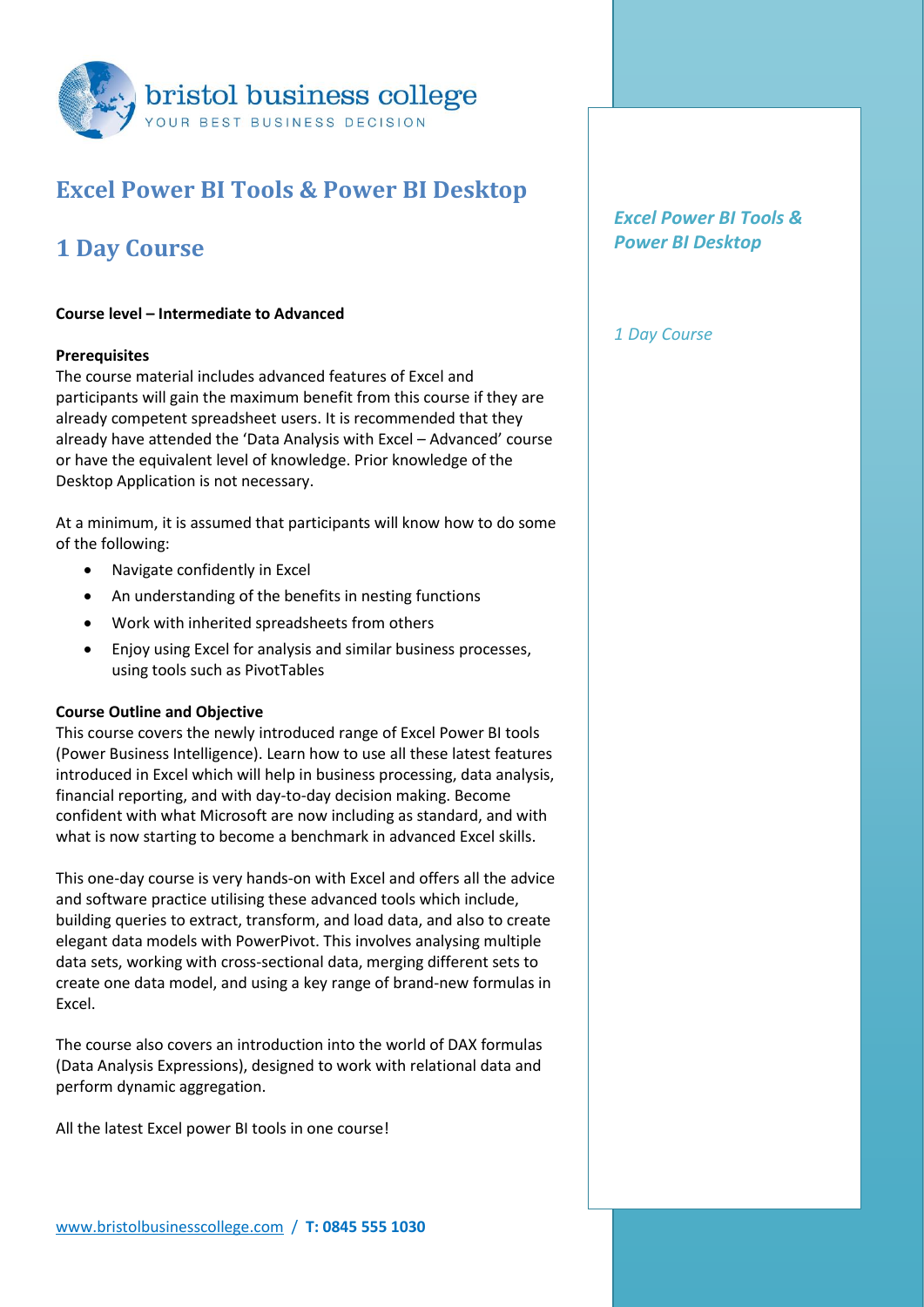bristol business college

YOUR BEST BUSINESS DECISION

# Excel Power BI Tools & Power BI Desktop

## 1 Day Course

**Course level – Intermediate to Advanced**

**Prerequisites**

The course material includes advanced features of Excel and participants will gain the maximum benefit from this course if they are already competent spreadsheet users. It is recommended that they already have attended the 'Data Analysis with Excel – Advanced' course or have the equivalent level of knowledge. Prior knowledge of the Desktop Application is not necessary.

At a minimum, it is assumed that participants will know how to do some of the following:

- Navigate confidently in Excel
- An understanding of the benefits in nesting functions
- Work with inherited spreadsheets from others
- Enjoy using Excel for analysis and similar business processes, using tools such as PivotTables

**Course Outline and Objective**

This course covers the newly introduced range of Excel Power BI tools (Power Business Intelligence). Learn how to use all these latest features introduced in Excel which will help in business processing, data analysis, financial reporting, and with day-to-day decision making. Become confident with what Microsoft are now including as standard, and with what is now starting to become a benchmark in advanced Excel skills.

This one-day course is very hands-on with Excel and offers all the advice and software practice utilising these advanced tools which include, building queries to extract, transform, and load data, and also to create elegant data models with PowerPivot. This involves analysing multiple data sets, working with cross-sectional data, merging different sets to create one data model, and using a key range of brand-new formulas in Excel.

The course also covers an introduction into the world of DAX formulas (Data Analysis Expressions), designed to work with relational data and perform dynamic aggregation.

All the latest Excel power BI tools in one course!

***Excel Power BI Tools & Power BI Desktop***

*1 Day Course*

www.bristolbusinesscollege.com / **T: 0845 555 1030**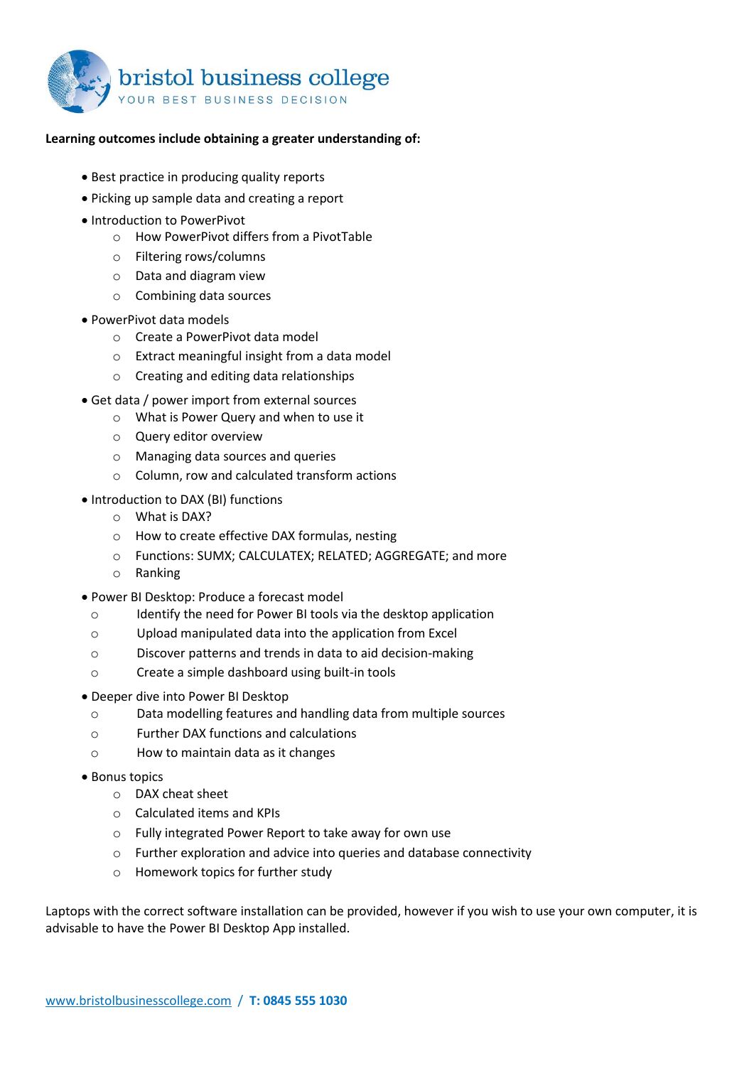**Learning outcomes include obtaining a greater understanding of:**

- Best practice in producing quality reports
- Picking up sample data and creating a report
- Introduction to PowerPivot
  - How PowerPivot differs from a PivotTable
  - Filtering rows/columns
  - Data and diagram view
  - Combining data sources
- PowerPivot data models
  - Create a PowerPivot data model
  - Extract meaningful insight from a data model
  - Creating and editing data relationships
- Get data / power import from external sources
  - What is Power Query and when to use it
  - Query editor overview
  - Managing data sources and queries
  - Column, row and calculated transform actions
- Introduction to DAX (BI) functions
  - What is DAX?
  - How to create effective DAX formulas, nesting
  - Functions: SUMX; CALCULATEX; RELATED; AGGREGATE; and more
  - Ranking
- Power BI Desktop: Produce a forecast model
  - Identify the need for Power BI tools via the desktop application
  - Upload manipulated data into the application from Excel
  - Discover patterns and trends in data to aid decision-making
  - Create a simple dashboard using built-in tools
- Deeper dive into Power BI Desktop
  - Data modelling features and handling data from multiple sources
  - Further DAX functions and calculations
  - How to maintain data as it changes
- Bonus topics
  - DAX cheat sheet
  - Calculated items and KPIs
  - Fully integrated Power Report to take away for own use
  - Further exploration and advice into queries and database connectivity
  - Homework topics for further study

Laptops with the correct software installation can be provided, however if you wish to use your own computer, it is advisable to have the Power BI Desktop App installed.